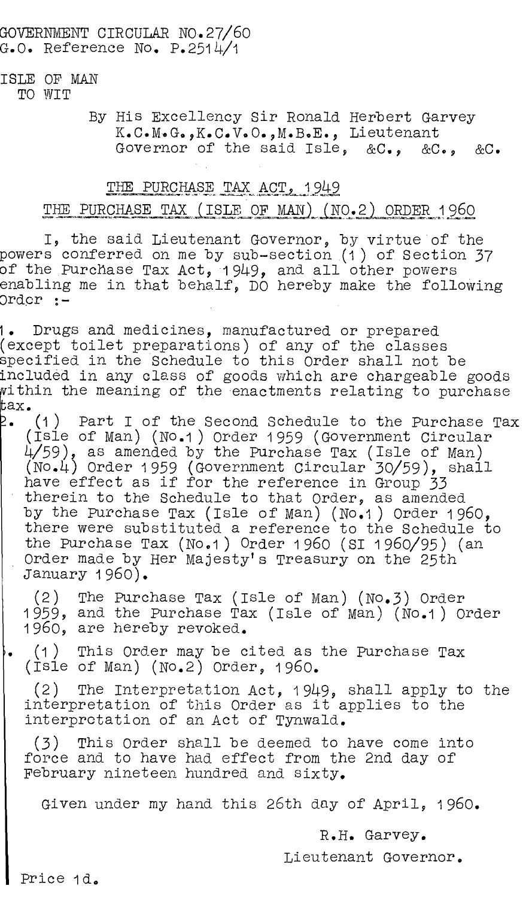GOVERNMENT CIRCULAR NO.27/60
G.O. Reference No. P.2514/1

ISLE OF MAN
TO WIT

By His Excellency Sir Ronald Herbert Garvey K.C.M.G.,K.C.V.O.,M.B.E., Lieutenant Governor of the said Isle, &C., &C., &C.

## THE PURCHASE TAX ACT, 1949

## THE PURCHASE TAX (ISLE OF MAN) (NO.2) ORDER 1960

I, the said Lieutenant Governor, by virtue of the powers conferred on me by sub-section (1) of Section 37 of the Purchase Tax Act, 1949, and all other powers enabling me in that behalf, DO hereby make the following Order :-

1. Drugs and medicines, manufactured or prepared (except toilet preparations) of any of the classes specified in the Schedule to this Order shall not be included in any class of goods which are chargeable goods within the meaning of the enactments relating to purchase tax.

2. (1) Part I of the Second Schedule to the Purchase Tax (Isle of Man) (No.1) Order 1959 (Government Circular 4/59), as amended by the Purchase Tax (Isle of Man) (No.4) Order 1959 (Government Circular 30/59), shall have effect as if for the reference in Group 33 therein to the Schedule to that Order, as amended by the Purchase Tax (Isle of Man) (No.1) Order 1960, there were substituted a reference to the Schedule to the Purchase Tax (No.1) Order 1960 (SI 1960/95) (an Order made by Her Majesty's Treasury on the 25th January 1960).

   (2) The Purchase Tax (Isle of Man) (No.3) Order 1959, and the Purchase Tax (Isle of Man) (No.1) Order 1960, are hereby revoked.

3. (1) This Order may be cited as the Purchase Tax (Isle of Man) (No.2) Order, 1960.

   (2) The Interpretation Act, 1949, shall apply to the interpretation of this Order as it applies to the interpretation of an Act of Tynwald.

   (3) This Order shall be deemed to have come into force and to have had effect from the 2nd day of February nineteen hundred and sixty.

Given under my hand this 26th day of April, 1960.

R.H. Garvey.

Lieutenant Governor.

Price 1d.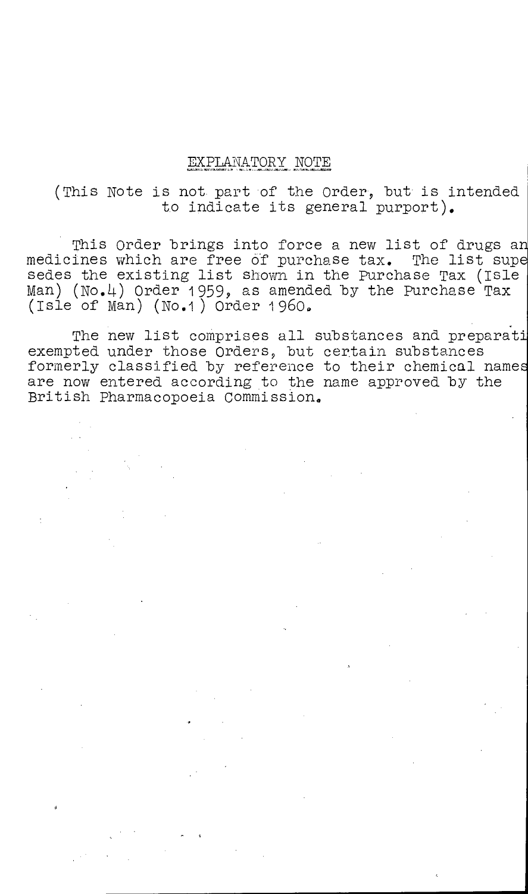## EXPLANATORY NOTE

(This Note is not part of the Order, but is intended to indicate its general purport).

This Order brings into force a new list of drugs an medicines which are free of purchase tax. The list supe sedes the existing list shown in the Purchase Tax (Isle Man) (No.4) Order 1959, as amended by the Purchase Tax (Isle of Man) (No.1) Order 1960.

The new list comprises all substances and preparati exempted under those Orders, but certain substances formerly classified by reference to their chemical names are now entered according to the name approved by the British Pharmacopoeia Commission.